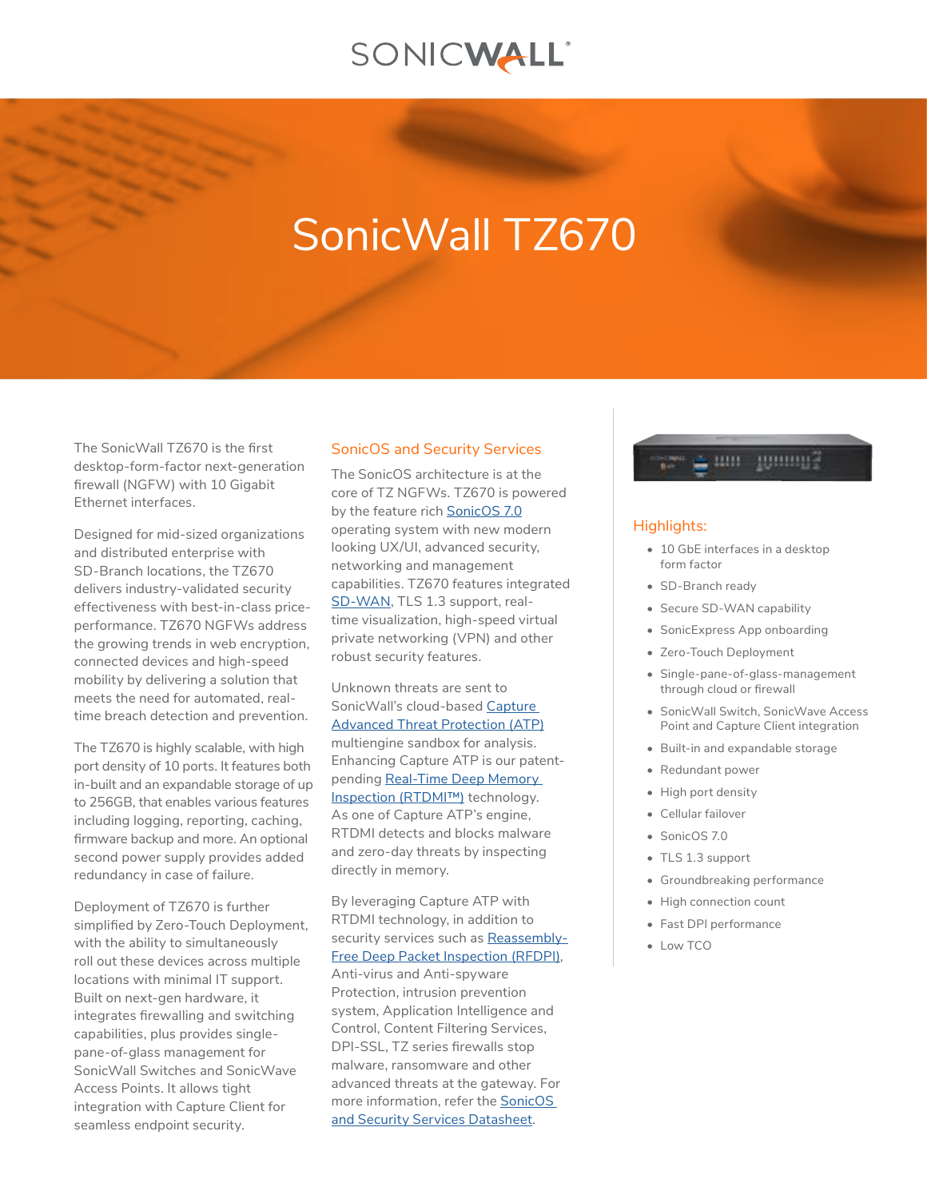# SonicWall TZ670

The SonicWall TZ670 is the first desktop-form-factor next-generation firewall (NGFW) with 10 Gigabit Ethernet interfaces.

Designed for mid-sized organizations and distributed enterprise with SD-Branch locations, the TZ670 delivers industry-validated security effectiveness with best-in-class price-performance. TZ670 NGFWs address the growing trends in web encryption, connected devices and high-speed mobility by delivering a solution that meets the need for automated, real-time breach detection and prevention.

The TZ670 is highly scalable, with high port density of 10 ports. It features both in-built and an expandable storage of up to 256GB, that enables various features including logging, reporting, caching, firmware backup and more. An optional second power supply provides added redundancy in case of failure.

Deployment of TZ670 is further simplified by Zero-Touch Deployment, with the ability to simultaneously roll out these devices across multiple locations with minimal IT support. Built on next-gen hardware, it integrates firewalling and switching capabilities, plus provides single-pane-of-glass management for SonicWall Switches and SonicWave Access Points. It allows tight integration with Capture Client for seamless endpoint security.

## SonicOS and Security Services

The SonicOS architecture is at the core of TZ NGFWs. TZ670 is powered by the feature rich SonicOS 7.0 operating system with new modern looking UX/UI, advanced security, networking and management capabilities. TZ670 features integrated SD-WAN, TLS 1.3 support, real-time visualization, high-speed virtual private networking (VPN) and other robust security features.

Unknown threats are sent to SonicWall's cloud-based Capture Advanced Threat Protection (ATP) multiengine sandbox for analysis. Enhancing Capture ATP is our patent-pending Real-Time Deep Memory Inspection (RTDMI™) technology. As one of Capture ATP's engine, RTDMI detects and blocks malware and zero-day threats by inspecting directly in memory.

By leveraging Capture ATP with RTDMI technology, in addition to security services such as Reassembly-Free Deep Packet Inspection (RFDPI), Anti-virus and Anti-spyware Protection, intrusion prevention system, Application Intelligence and Control, Content Filtering Services, DPI-SSL, TZ series firewalls stop malware, ransomware and other advanced threats at the gateway. For more information, refer the SonicOS and Security Services Datasheet.

## Highlights:

- 10 GbE interfaces in a desktop form factor
- SD-Branch ready
- Secure SD-WAN capability
- SonicExpress App onboarding
- Zero-Touch Deployment
- Single-pane-of-glass-management through cloud or firewall
- SonicWall Switch, SonicWave Access Point and Capture Client integration
- Built-in and expandable storage
- Redundant power
- High port density
- Cellular failover
- SonicOS 7.0
- TLS 1.3 support
- Groundbreaking performance
- High connection count
- Fast DPI performance
- Low TCO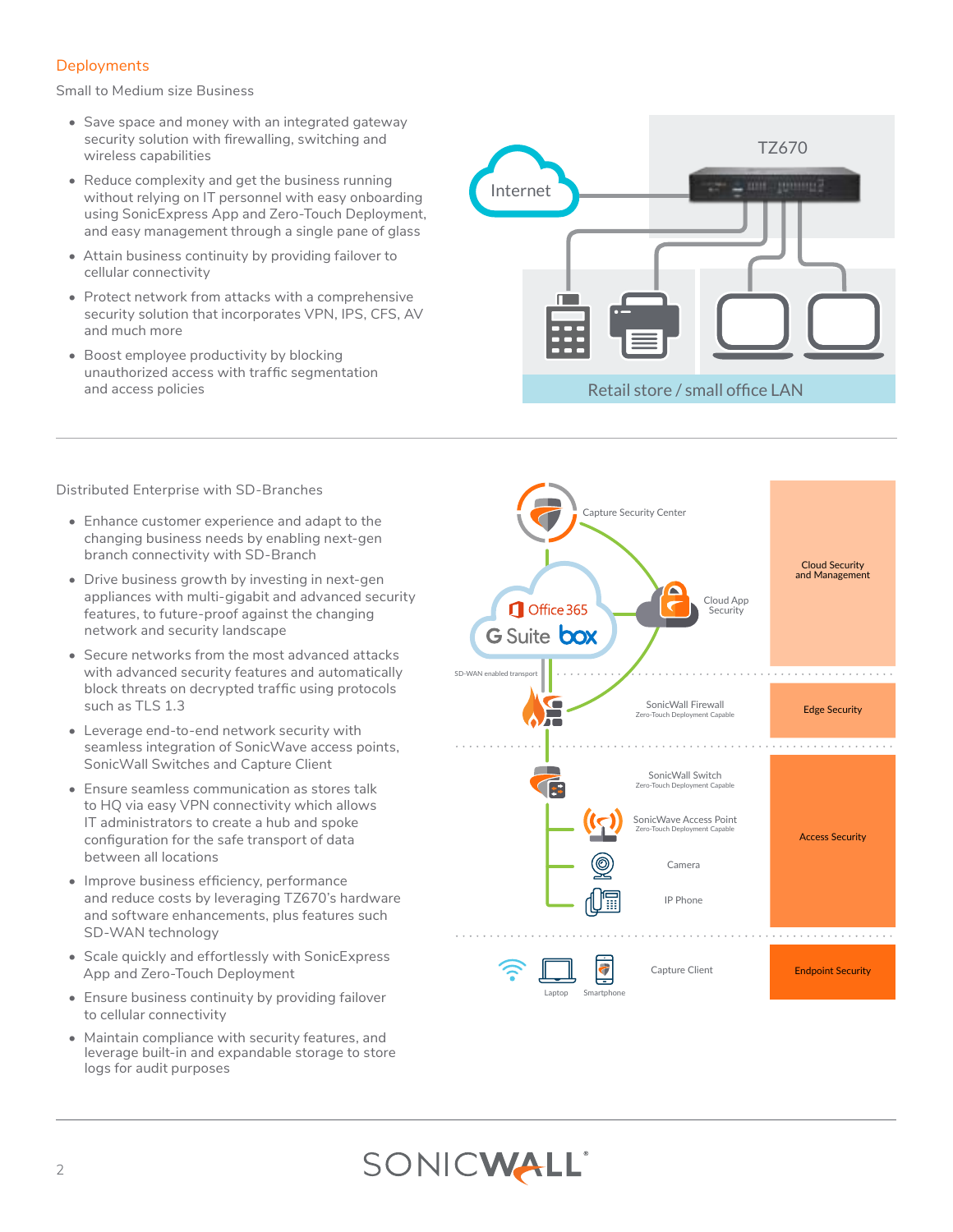## Deployments

### Small to Medium size Business

- Save space and money with an integrated gateway security solution with firewalling, switching and wireless capabilities
- Reduce complexity and get the business running without relying on IT personnel with easy onboarding using SonicExpress App and Zero-Touch Deployment, and easy management through a single pane of glass
- Attain business continuity by providing failover to cellular connectivity
- Protect network from attacks with a comprehensive security solution that incorporates VPN, IPS, CFS, AV and much more
- Boost employee productivity by blocking unauthorized access with traffic segmentation and access policies

### Distributed Enterprise with SD-Branches

- Enhance customer experience and adapt to the changing business needs by enabling next-gen branch connectivity with SD-Branch
- Drive business growth by investing in next-gen appliances with multi-gigabit and advanced security features, to future-proof against the changing network and security landscape
- Secure networks from the most advanced attacks with advanced security features and automatically block threats on decrypted traffic using protocols such as TLS 1.3
- Leverage end-to-end network security with seamless integration of SonicWave access points, SonicWall Switches and Capture Client
- Ensure seamless communication as stores talk to HQ via easy VPN connectivity which allows IT administrators to create a hub and spoke configuration for the safe transport of data between all locations
- Improve business efficiency, performance and reduce costs by leveraging TZ670's hardware and software enhancements, plus features such SD-WAN technology
- Scale quickly and effortlessly with SonicExpress App and Zero-Touch Deployment
- Ensure business continuity by providing failover to cellular connectivity
- Maintain compliance with security features, and leverage built-in and expandable storage to store logs for audit purposes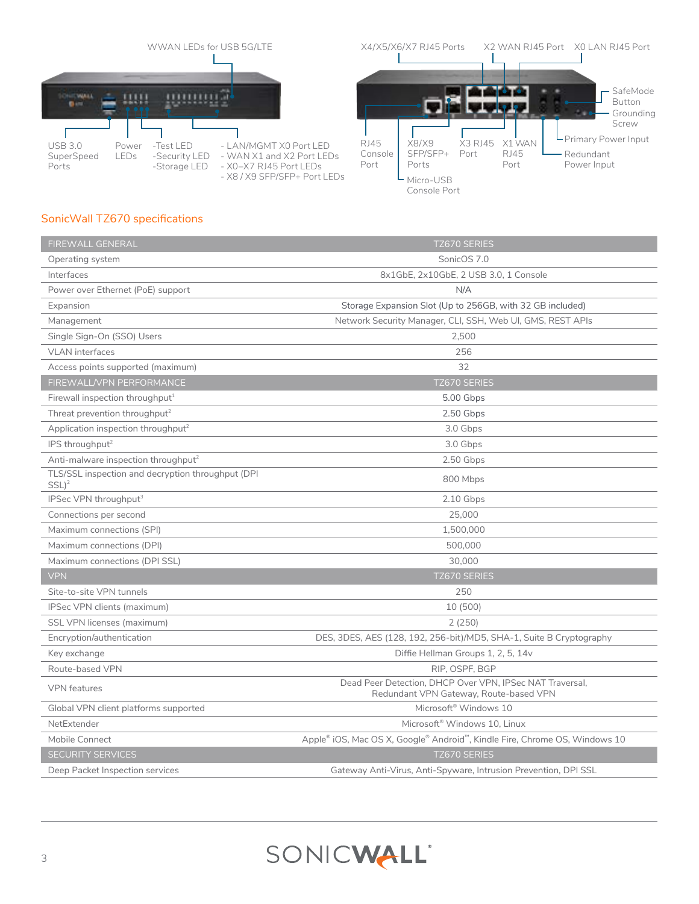WWAN LEDs for USB 5G/LTE

USB 3.0 SuperSpeed Ports

Power LEDs

-Test LED
-Security LED
-Storage LED

- LAN/MGMT X0 Port LED
- WAN X1 and X2 Port LEDs
- X0–X7 RJ45 Port LEDs
- X8 / X9 SFP/SFP+ Port LEDs

X4/X5/X6/X7 RJ45 Ports

X2 WAN RJ45 Port

X0 LAN RJ45 Port

SafeMode Button

Grounding Screw

Primary Power Input

Redundant Power Input

RJ45 Console Port

X8/X9 SFP/SFP+ Ports

X3 RJ45 Port

X1 WAN RJ45 Port

Micro-USB Console Port

## SonicWall TZ670 specifications

| FIREWALL GENERAL | TZ670 SERIES |
|---|---|
| Operating system | SonicOS 7.0 |
| Interfaces | 8x1GbE, 2x10GbE, 2 USB 3.0, 1 Console |
| Power over Ethernet (PoE) support | N/A |
| Expansion | Storage Expansion Slot (Up to 256GB, with 32 GB included) |
| Management | Network Security Manager, CLI, SSH, Web UI, GMS, REST APIs |
| Single Sign-On (SSO) Users | 2,500 |
| VLAN interfaces | 256 |
| Access points supported (maximum) | 32 |
| **FIREWALL/VPN PERFORMANCE** | **TZ670 SERIES** |
| Firewall inspection throughput[1] | 5.00 Gbps |
| Threat prevention throughput[2] | 2.50 Gbps |
| Application inspection throughput[2] | 3.0 Gbps |
| IPS throughput[2] | 3.0 Gbps |
| Anti-malware inspection throughput[2] | 2.50 Gbps |
| TLS/SSL inspection and decryption throughput (DPI SSL)[2] | 800 Mbps |
| IPSec VPN throughput[3] | 2.10 Gbps |
| Connections per second | 25,000 |
| Maximum connections (SPI) | 1,500,000 |
| Maximum connections (DPI) | 500,000 |
| Maximum connections (DPI SSL) | 30,000 |
| **VPN** | **TZ670 SERIES** |
| Site-to-site VPN tunnels | 250 |
| IPSec VPN clients (maximum) | 10 (500) |
| SSL VPN licenses (maximum) | 2 (250) |
| Encryption/authentication | DES, 3DES, AES (128, 192, 256-bit)/MD5, SHA-1, Suite B Cryptography |
| Key exchange | Diffie Hellman Groups 1, 2, 5, 14v |
| Route-based VPN | RIP, OSPF, BGP |
| VPN features | Dead Peer Detection, DHCP Over VPN, IPSec NAT Traversal, Redundant VPN Gateway, Route-based VPN |
| Global VPN client platforms supported | Microsoft® Windows 10 |
| NetExtender | Microsoft® Windows 10, Linux |
| Mobile Connect | Apple® iOS, Mac OS X, Google® Android™, Kindle Fire, Chrome OS, Windows 10 |
| **SECURITY SERVICES** | **TZ670 SERIES** |
| Deep Packet Inspection services | Gateway Anti-Virus, Anti-Spyware, Intrusion Prevention, DPI SSL |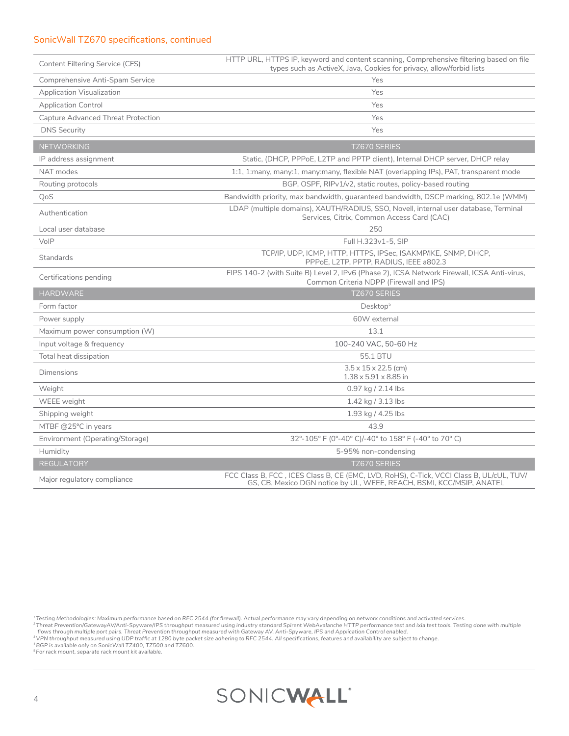## SonicWall TZ670 specifications, continued

| | |
|---|---|
| Content Filtering Service (CFS) | HTTP URL, HTTPS IP, keyword and content scanning, Comprehensive filtering based on file types such as ActiveX, Java, Cookies for privacy, allow/forbid lists |
| Comprehensive Anti-Spam Service | Yes |
| Application Visualization | Yes |
| Application Control | Yes |
| Capture Advanced Threat Protection | Yes |
| DNS Security | Yes |
| **NETWORKING** | **TZ670 SERIES** |
| IP address assignment | Static, (DHCP, PPPoE, L2TP and PPTP client), Internal DHCP server, DHCP relay |
| NAT modes | 1:1, 1:many, many:1, many:many, flexible NAT (overlapping IPs), PAT, transparent mode |
| Routing protocols | BGP, OSPF, RIPv1/v2, static routes, policy-based routing |
| QoS | Bandwidth priority, max bandwidth, guaranteed bandwidth, DSCP marking, 802.1e (WMM) |
| Authentication | LDAP (multiple domains), XAUTH/RADIUS, SSO, Novell, internal user database, Terminal Services, Citrix, Common Access Card (CAC) |
| Local user database | 250 |
| VoIP | Full H.323v1-5, SIP |
| Standards | TCP/IP, UDP, ICMP, HTTP, HTTPS, IPSec, ISAKMP/IKE, SNMP, DHCP, PPPoE, L2TP, PPTP, RADIUS, IEEE a802.3 |
| Certifications pending | FIPS 140-2 (with Suite B) Level 2, IPv6 (Phase 2), ICSA Network Firewall, ICSA Anti-virus, Common Criteria NDPP (Firewall and IPS) |
| **HARDWARE** | **TZ670 SERIES** |
| Form factor | Desktop[5] |
| Power supply | 60W external |
| Maximum power consumption (W) | 13.1 |
| Input voltage & frequency | 100-240 VAC, 50-60 Hz |
| Total heat dissipation | 55.1 BTU |
| Dimensions | 3.5 x 15 x 22.5 (cm)<br>1.38 x 5.91 x 8.85 in |
| Weight | 0.97 kg / 2.14 lbs |
| WEEE weight | 1.42 kg / 3.13 lbs |
| Shipping weight | 1.93 kg / 4.25 lbs |
| MTBF @25°C in years | 43.9 |
| Environment (Operating/Storage) | 32°-105° F (0°-40° C)/-40° to 158° F (-40° to 70° C) |
| Humidity | 5-95% non-condensing |
| **REGULATORY** | **TZ670 SERIES** |
| Major regulatory compliance | FCC Class B, FCC , ICES Class B, CE (EMC, LVD, RoHS), C-Tick, VCCI Class B, UL/cUL, TUV/GS, CB, Mexico DGN notice by UL, WEEE, REACH, BSMI, KCC/MSIP, ANATEL |

[1] *Testing Methodologies: Maximum performance based on RFC 2544 (for firewall). Actual performance may vary depending on network conditions and activated services.*
[2] *Threat Prevention/GatewayAV/Anti-Spyware/IPS throughput measured using industry standard Spirent WebAvalanche HTTP performance test and Ixia test tools. Testing done with multiple flows through multiple port pairs. Threat Prevention throughput measured with Gateway AV, Anti-Spyware, IPS and Application Control enabled.*
[3] *VPN throughput measured using UDP traffic at 1280 byte packet size adhering to RFC 2544. All specifications, features and availability are subject to change.*
[4] *BGP is available only on SonicWall TZ400, TZ500 and TZ600.*
[5] *For rack mount, separate rack mount kit available.*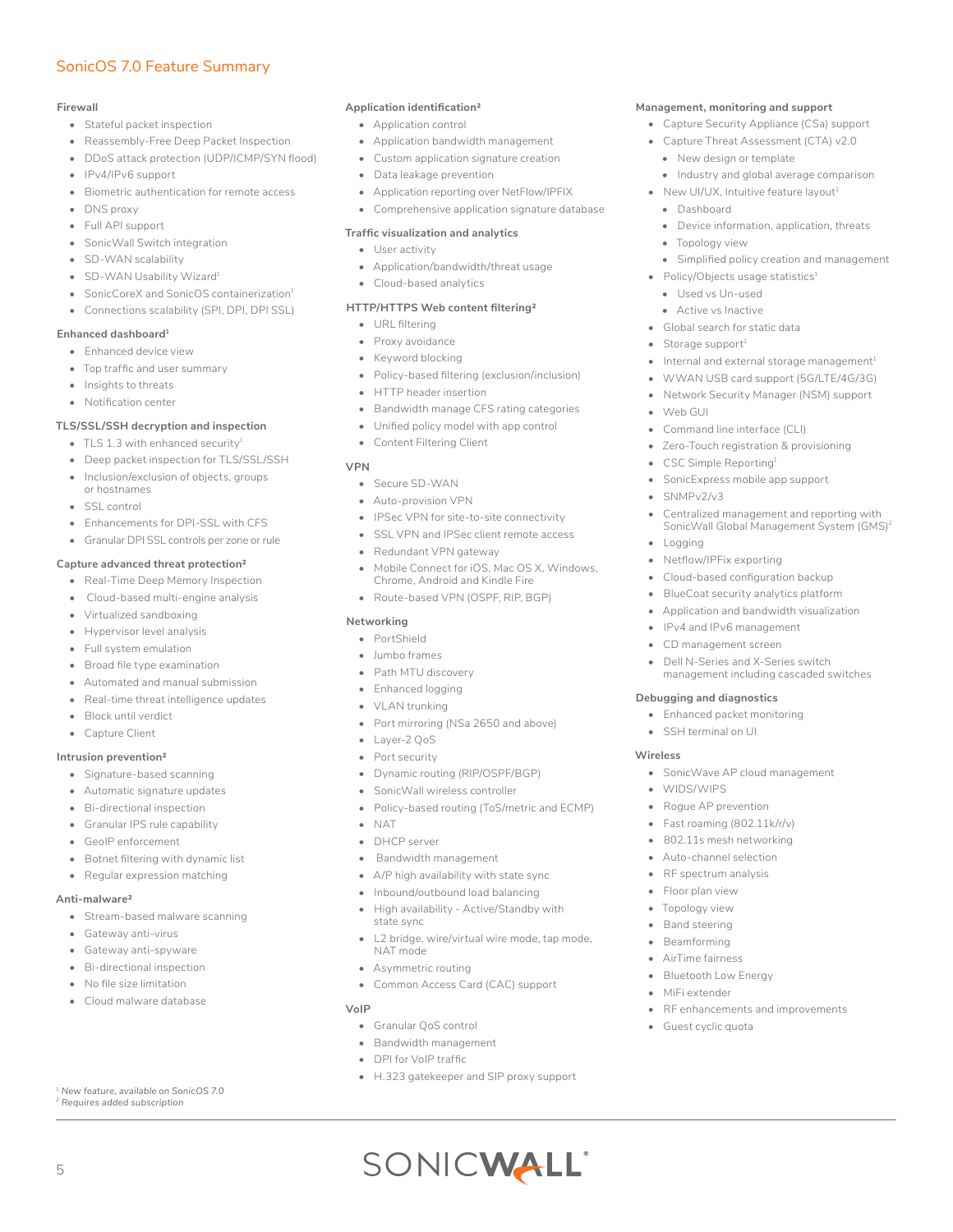## SonicOS 7.0 Feature Summary

### Firewall

- Stateful packet inspection
- Reassembly-Free Deep Packet Inspection
- DDoS attack protection (UDP/ICMP/SYN flood)
- IPv4/IPv6 support
- Biometric authentication for remote access
- DNS proxy
- Full API support
- SonicWall Switch integration
- SD-WAN scalability
- SD-WAN Usability Wizard[1]
- SonicCoreX and SonicOS containerization[1]
- Connections scalability (SPI, DPI, DPI SSL)

### Enhanced dashboard[1]

- Enhanced device view
- Top traffic and user summary
- Insights to threats
- Notification center

### TLS/SSL/SSH decryption and inspection

- TLS 1.3 with enhanced security[1]
- Deep packet inspection for TLS/SSL/SSH
- Inclusion/exclusion of objects, groups or hostnames
- SSL control
- Enhancements for DPI-SSL with CFS
- Granular DPI SSL controls per zone or rule

### Capture advanced threat protection[2]

- Real-Time Deep Memory Inspection
- Cloud-based multi-engine analysis
- Virtualized sandboxing
- Hypervisor level analysis
- Full system emulation
- Broad file type examination
- Automated and manual submission
- Real-time threat intelligence updates
- Block until verdict
- Capture Client

### Intrusion prevention[2]

- Signature-based scanning
- Automatic signature updates
- Bi-directional inspection
- Granular IPS rule capability
- GeoIP enforcement
- Botnet filtering with dynamic list
- Regular expression matching

### Anti-malware[2]

- Stream-based malware scanning
- Gateway anti-virus
- Gateway anti-spyware
- Bi-directional inspection
- No file size limitation
- Cloud malware database

### Application identification[2]

- Application control
- Application bandwidth management
- Custom application signature creation
- Data leakage prevention
- Application reporting over NetFlow/IPFIX
- Comprehensive application signature database

### Traffic visualization and analytics

- User activity
- Application/bandwidth/threat usage
- Cloud-based analytics

### HTTP/HTTPS Web content filtering[2]

- URL filtering
- Proxy avoidance
- Keyword blocking
- Policy-based filtering (exclusion/inclusion)
- HTTP header insertion
- Bandwidth manage CFS rating categories
- Unified policy model with app control
- Content Filtering Client

### VPN

- Secure SD-WAN
- Auto-provision VPN
- IPSec VPN for site-to-site connectivity
- SSL VPN and IPSec client remote access
- Redundant VPN gateway
- Mobile Connect for iOS, Mac OS X, Windows, Chrome, Android and Kindle Fire
- Route-based VPN (OSPF, RIP, BGP)

### Networking

- PortShield
- Jumbo frames
- Path MTU discovery
- Enhanced logging
- VLAN trunking
- Port mirroring (NSa 2650 and above)
- Layer-2 QoS
- Port security
- Dynamic routing (RIP/OSPF/BGP)
- SonicWall wireless controller
- Policy-based routing (ToS/metric and ECMP)
- NAT
- DHCP server
- Bandwidth management
- A/P high availability with state sync
- Inbound/outbound load balancing
- High availability - Active/Standby with state sync
- L2 bridge, wire/virtual wire mode, tap mode, NAT mode
- Asymmetric routing
- Common Access Card (CAC) support

### VoIP

- Granular QoS control
- Bandwidth management
- DPI for VoIP traffic
- H.323 gatekeeper and SIP proxy support

### Management, monitoring and support

- Capture Security Appliance (CSa) support
- Capture Threat Assessment (CTA) v2.0
  - New design or template
  - Industry and global average comparison
- New UI/UX, Intuitive feature layout[1]
  - Dashboard
  - Device information, application, threats
  - Topology view
  - Simplified policy creation and management
- Policy/Objects usage statistics[1]
  - Used vs Un-used
  - Active vs Inactive
- Global search for static data
- Storage support[1]
- Internal and external storage management[1]
- WWAN USB card support (5G/LTE/4G/3G)
- Network Security Manager (NSM) support
- Web GUI
- Command line interface (CLI)
- Zero-Touch registration & provisioning
- CSC Simple Reporting[1]
- SonicExpress mobile app support
- SNMPv2/v3
- Centralized management and reporting with SonicWall Global Management System (GMS)[2]
- Logging
- Netflow/IPFix exporting
- Cloud-based configuration backup
- BlueCoat security analytics platform
- Application and bandwidth visualization
- IPv4 and IPv6 management
- CD management screen
- Dell N-Series and X-Series switch management including cascaded switches

### Debugging and diagnostics

- Enhanced packet monitoring
- SSH terminal on UI

### Wireless

- SonicWave AP cloud management
- WIDS/WIPS
- Rogue AP prevention
- Fast roaming (802.11k/r/v)
- 802.11s mesh networking
- Auto-channel selection
- RF spectrum analysis
- Floor plan view
- Topology view
- Band steering
- Beamforming
- AirTime fairness
- Bluetooth Low Energy
- MiFi extender
- RF enhancements and improvements
- Guest cyclic quota

*[1] New feature, available on SonicOS 7.0*
*[2] Requires added subscription*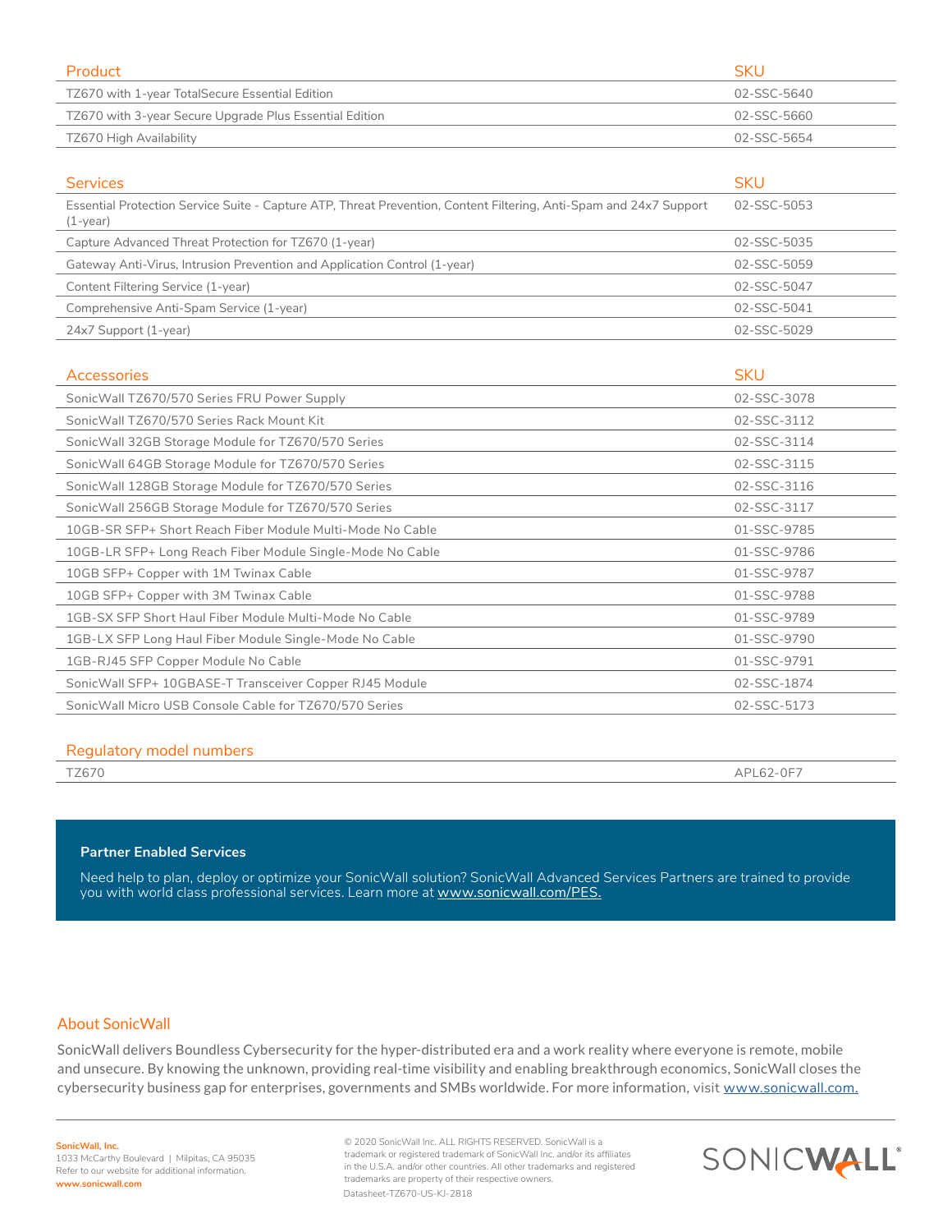| Product | SKU |
|---|---|
| TZ670 with 1-year TotalSecure Essential Edition | 02-SSC-5640 |
| TZ670 with 3-year Secure Upgrade Plus Essential Edition | 02-SSC-5660 |
| TZ670 High Availability | 02-SSC-5654 |

| Services | SKU |
|---|---|
| Essential Protection Service Suite - Capture ATP, Threat Prevention, Content Filtering, Anti-Spam and 24x7 Support (1-year) | 02-SSC-5053 |
| Capture Advanced Threat Protection for TZ670 (1-year) | 02-SSC-5035 |
| Gateway Anti-Virus, Intrusion Prevention and Application Control (1-year) | 02-SSC-5059 |
| Content Filtering Service (1-year) | 02-SSC-5047 |
| Comprehensive Anti-Spam Service (1-year) | 02-SSC-5041 |
| 24x7 Support (1-year) | 02-SSC-5029 |

| Accessories | SKU |
|---|---|
| SonicWall TZ670/570 Series FRU Power Supply | 02-SSC-3078 |
| SonicWall TZ670/570 Series Rack Mount Kit | 02-SSC-3112 |
| SonicWall 32GB Storage Module for TZ670/570 Series | 02-SSC-3114 |
| SonicWall 64GB Storage Module for TZ670/570 Series | 02-SSC-3115 |
| SonicWall 128GB Storage Module for TZ670/570 Series | 02-SSC-3116 |
| SonicWall 256GB Storage Module for TZ670/570 Series | 02-SSC-3117 |
| 10GB-SR SFP+ Short Reach Fiber Module Multi-Mode No Cable | 01-SSC-9785 |
| 10GB-LR SFP+ Long Reach Fiber Module Single-Mode No Cable | 01-SSC-9786 |
| 10GB SFP+ Copper with 1M Twinax Cable | 01-SSC-9787 |
| 10GB SFP+ Copper with 3M Twinax Cable | 01-SSC-9788 |
| 1GB-SX SFP Short Haul Fiber Module Multi-Mode No Cable | 01-SSC-9789 |
| 1GB-LX SFP Long Haul Fiber Module Single-Mode No Cable | 01-SSC-9790 |
| 1GB-RJ45 SFP Copper Module No Cable | 01-SSC-9791 |
| SonicWall SFP+ 10GBASE-T Transceiver Copper RJ45 Module | 02-SSC-1874 |
| SonicWall Micro USB Console Cable for TZ670/570 Series | 02-SSC-5173 |

| Regulatory model numbers | |
|---|---|
| TZ670 | APL62-0F7 |

**Partner Enabled Services**

Need help to plan, deploy or optimize your SonicWall solution? SonicWall Advanced Services Partners are trained to provide you with world class professional services. Learn more at www.sonicwall.com/PES.

## About SonicWall

SonicWall delivers Boundless Cybersecurity for the hyper-distributed era and a work reality where everyone is remote, mobile and unsecure. By knowing the unknown, providing real-time visibility and enabling breakthrough economics, SonicWall closes the cybersecurity business gap for enterprises, governments and SMBs worldwide. For more information, visit www.sonicwall.com.

**SonicWall, Inc.**
1033 McCarthy Boulevard | Milpitas, CA 95035
Refer to our website for additional information.
www.sonicwall.com

© 2020 SonicWall Inc. ALL RIGHTS RESERVED. SonicWall is a trademark or registered trademark of SonicWall Inc. and/or its affiliates in the U.S.A. and/or other countries. All other trademarks and registered trademarks are property of their respective owners.

Datasheet-TZ670-US-KJ-2818